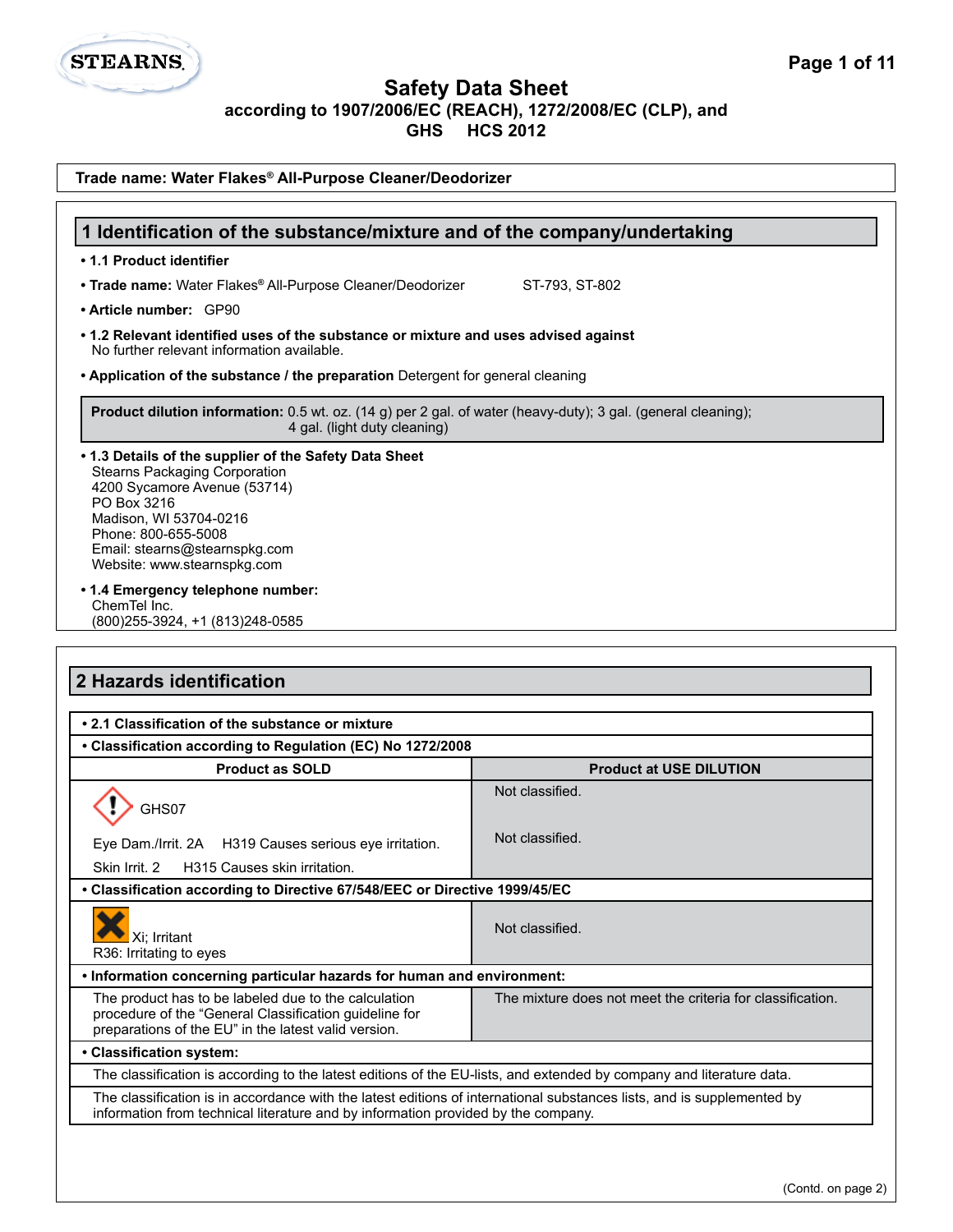# Safety Data Sheet

**according to 1907/2006/EC (REACH), 1272/2008/EC (CLP), and GHS HCS 2012**

**Trade name: Water Flakes® All-Purpose Cleaner/Deodorizer**

## 1 Identification of the substance/mixture and of the company/undertaking

- **1.1 Product identifier**
- **Trade name:** Water Flakes® All-Purpose Cleaner/Deodorizer ST-793, ST-802
- **Article number:** GP90
- **1.2 Relevant identified uses of the substance or mixture and uses advised against**
  No further relevant information available.
- **Application of the substance / the preparation** Detergent for general cleaning

**Product dilution information:** 0.5 wt. oz. (14 g) per 2 gal. of water (heavy-duty); 3 gal. (general cleaning); 4 gal. (light duty cleaning)

- **1.3 Details of the supplier of the Safety Data Sheet**
  Stearns Packaging Corporation
  4200 Sycamore Avenue (53714)
  PO Box 3216
  Madison, WI 53704-0216
  Phone: 800-655-5008
  Email: stearns@stearnspkg.com
  Website: www.stearnspkg.com
- **1.4 Emergency telephone number:**
  ChemTel Inc.
  (800)255-3924, +1 (813)248-0585

## 2 Hazards identification

- **2.1 Classification of the substance or mixture**
- **Classification according to Regulation (EC) No 1272/2008**

| Product as SOLD | Product at USE DILUTION |
|---|---|
| GHS07 | Not classified. |
| Eye Dam./Irrit. 2A H319 Causes serious eye irritation.<br>Skin Irrit. 2 H315 Causes skin irritation. | Not classified. |

- **Classification according to Directive 67/548/EEC or Directive 1999/45/EC**

| Product as SOLD | Product at USE DILUTION |
|---|---|
| Xi; Irritant<br>R36: Irritating to eyes | Not classified. |

- **Information concerning particular hazards for human and environment:**

| Product as SOLD | Product at USE DILUTION |
|---|---|
| The product has to be labeled due to the calculation procedure of the "General Classification guideline for preparations of the EU" in the latest valid version. | The mixture does not meet the criteria for classification. |

- **Classification system:**

The classification is according to the latest editions of the EU-lists, and extended by company and literature data.

The classification is in accordance with the latest editions of international substances lists, and is supplemented by information from technical literature and by information provided by the company.

(Contd. on page 2)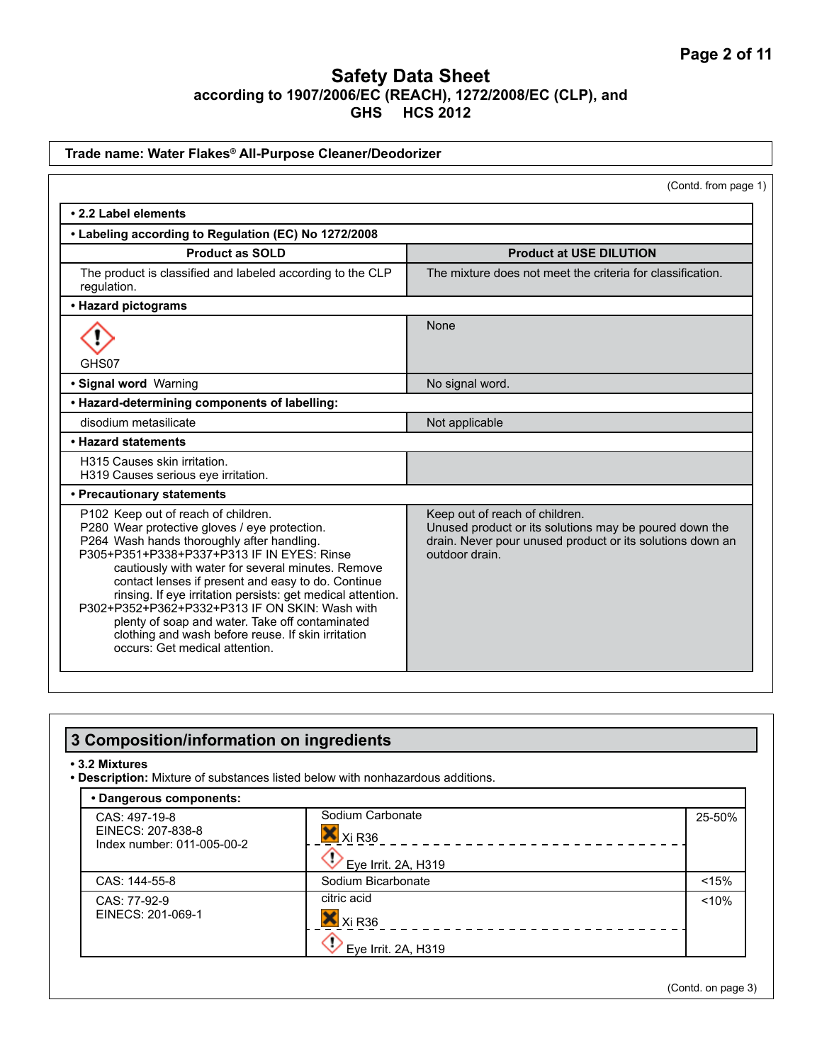**Safety Data Sheet**
**according to 1907/2006/EC (REACH), 1272/2008/EC (CLP), and GHS HCS 2012**

**Trade name: Water Flakes® All-Purpose Cleaner/Deodorizer**

(Contd. from page 1)

**• 2.2 Label elements**

**• Labeling according to Regulation (EC) No 1272/2008**

| Product as SOLD | Product at USE DILUTION |
|---|---|
| The product is classified and labeled according to the CLP regulation. | The mixture does not meet the criteria for classification. |
| **• Hazard pictograms** | |
| GHS07 | None |
| **• Signal word** Warning | No signal word. |
| **• Hazard-determining components of labelling:** | |
| disodium metasilicate | Not applicable |
| **• Hazard statements** | |
| H315 Causes skin irritation.<br>H319 Causes serious eye irritation. | |
| **• Precautionary statements** | |
| P102 Keep out of reach of children.<br>P280 Wear protective gloves / eye protection.<br>P264 Wash hands thoroughly after handling.<br>P305+P351+P338+P337+P313 IF IN EYES: Rinse cautiously with water for several minutes. Remove contact lenses if present and easy to do. Continue rinsing. If eye irritation persists: get medical attention.<br>P302+P352+P362+P332+P313 IF ON SKIN: Wash with plenty of soap and water. Take off contaminated clothing and wash before reuse. If skin irritation occurs: Get medical attention. | Keep out of reach of children.<br>Unused product or its solutions may be poured down the drain. Never pour unused product or its solutions down an outdoor drain. |

## 3 Composition/information on ingredients

**• 3.2 Mixtures**

**• Description:** Mixture of substances listed below with nonhazardous additions.

| **• Dangerous components:** | | |
|---|---|---|
| CAS: 497-19-8<br>EINECS: 207-838-8<br>Index number: 011-005-00-2 | Sodium Carbonate<br>Xi R36<br>Eye Irrit. 2A, H319 | 25-50% |
| CAS: 144-55-8 | Sodium Bicarbonate | <15% |
| CAS: 77-92-9<br>EINECS: 201-069-1 | citric acid<br>Xi R36<br>Eye Irrit. 2A, H319 | <10% |

(Contd. on page 3)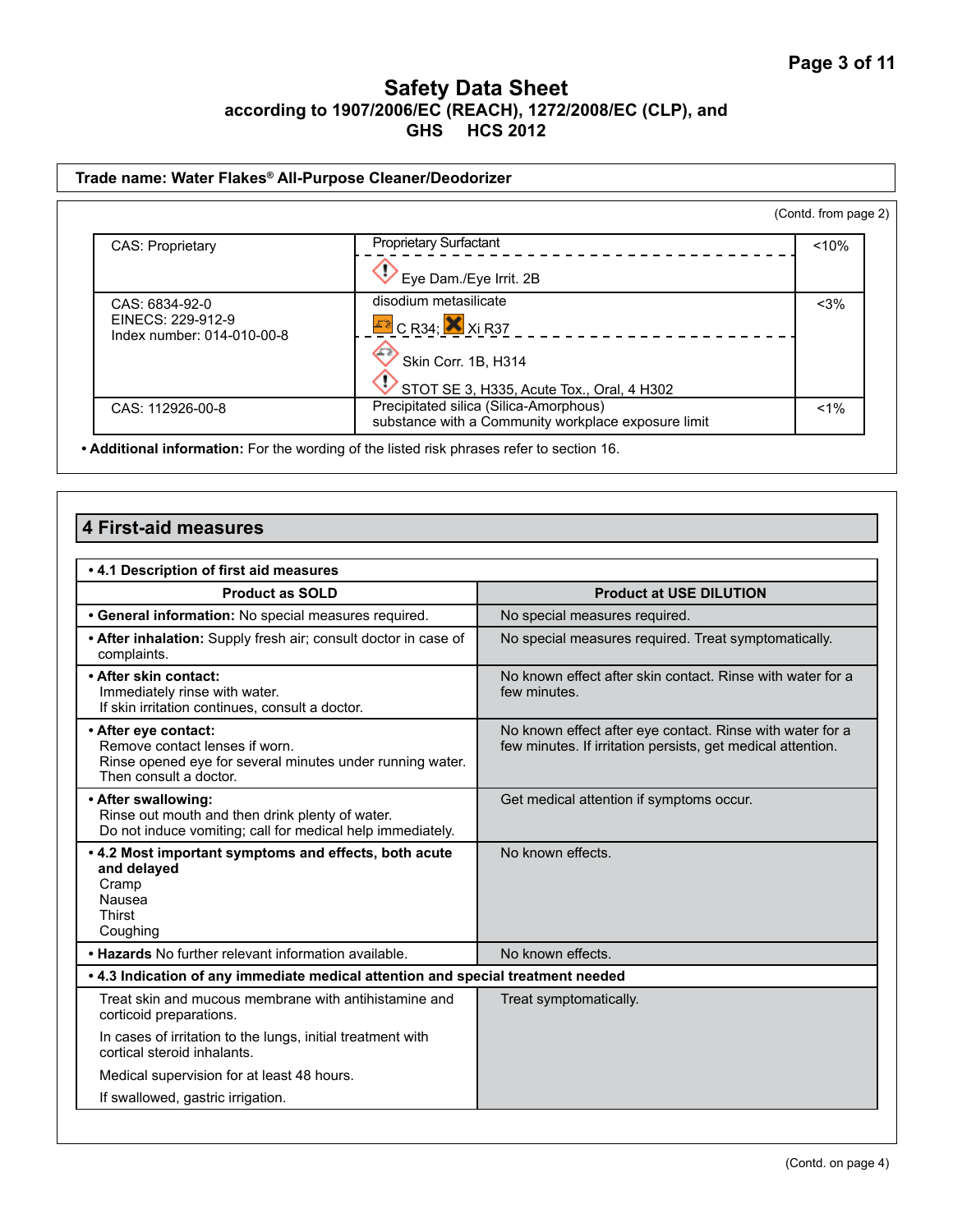Safety Data Sheet
according to 1907/2006/EC (REACH), 1272/2008/EC (CLP), and GHS HCS 2012

**Trade name: Water Flakes® All-Purpose Cleaner/Deodorizer**

(Contd. from page 2)

| | | |
|---|---|---|
| CAS: Proprietary | Proprietary Surfactant<br>Eye Dam./Eye Irrit. 2B | <10% |
| CAS: 6834-92-0<br>EINECS: 229-912-9<br>Index number: 014-010-00-8 | disodium metasilicate<br>C R34; Xi R37<br>Skin Corr. 1B, H314<br>STOT SE 3, H335, Acute Tox., Oral, 4 H302 | <3% |
| CAS: 112926-00-8 | Precipitated silica (Silica-Amorphous)<br>substance with a Community workplace exposure limit | <1% |

• **Additional information:** For the wording of the listed risk phrases refer to section 16.

## 4 First-aid measures

**• 4.1 Description of first aid measures**

| Product as SOLD | Product at USE DILUTION |
|---|---|
| • **General information:** No special measures required. | No special measures required. |
| • **After inhalation:** Supply fresh air; consult doctor in case of complaints. | No special measures required. Treat symptomatically. |
| • **After skin contact:**<br>Immediately rinse with water.<br>If skin irritation continues, consult a doctor. | No known effect after skin contact. Rinse with water for a few minutes. |
| • **After eye contact:**<br>Remove contact lenses if worn.<br>Rinse opened eye for several minutes under running water. Then consult a doctor. | No known effect after eye contact. Rinse with water for a few minutes. If irritation persists, get medical attention. |
| • **After swallowing:**<br>Rinse out mouth and then drink plenty of water.<br>Do not induce vomiting; call for medical help immediately. | Get medical attention if symptoms occur. |
| • **4.2 Most important symptoms and effects, both acute and delayed**<br>Cramp<br>Nausea<br>Thirst<br>Coughing | No known effects. |
| • **Hazards** No further relevant information available. | No known effects. |

**• 4.3 Indication of any immediate medical attention and special treatment needed**

| | |
|---|---|
| Treat skin and mucous membrane with antihistamine and corticoid preparations.<br>In cases of irritation to the lungs, initial treatment with cortical steroid inhalants.<br>Medical supervision for at least 48 hours.<br>If swallowed, gastric irrigation. | Treat symptomatically. |

(Contd. on page 4)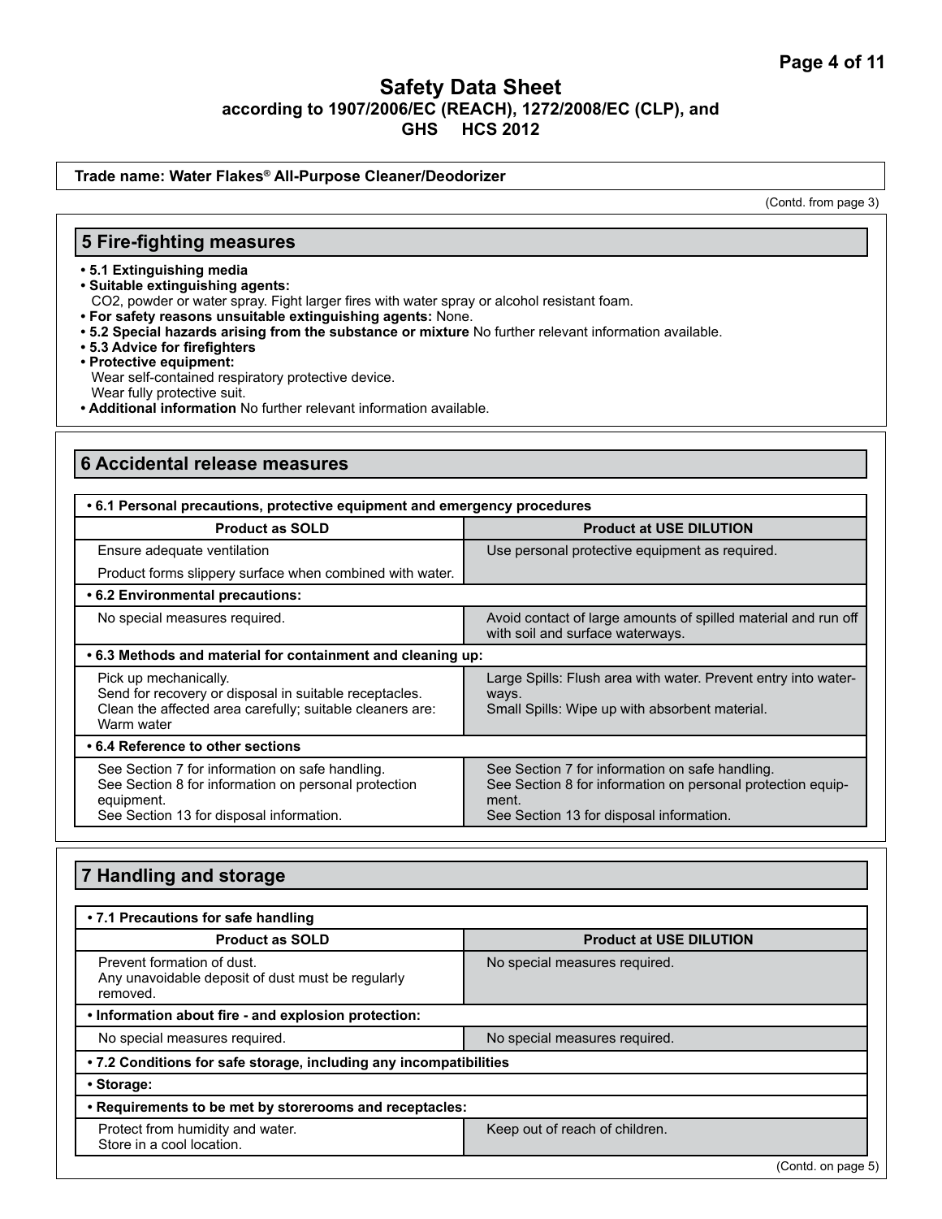# Safety Data Sheet
### according to 1907/2006/EC (REACH), 1272/2008/EC (CLP), and GHS HCS 2012

**Trade name: Water Flakes® All-Purpose Cleaner/Deodorizer**

(Contd. from page 3)

## 5 Fire-fighting measures

- **5.1 Extinguishing media**
- **Suitable extinguishing agents:**
  $CO_2$, powder or water spray. Fight larger fires with water spray or alcohol resistant foam.
- **For safety reasons unsuitable extinguishing agents:** None.
- **5.2 Special hazards arising from the substance or mixture** No further relevant information available.
- **5.3 Advice for firefighters**
- **Protective equipment:**
  Wear self-contained respiratory protective device.
  Wear fully protective suit.
- **Additional information** No further relevant information available.

## 6 Accidental release measures

| **• 6.1 Personal precautions, protective equipment and emergency procedures** | |
|---|---|
| **Product as SOLD** | **Product at USE DILUTION** |
| Ensure adequate ventilation<br>Product forms slippery surface when combined with water. | Use personal protective equipment as required. |
| **• 6.2 Environmental precautions:** | |
| No special measures required. | Avoid contact of large amounts of spilled material and run off with soil and surface waterways. |
| **• 6.3 Methods and material for containment and cleaning up:** | |
| Pick up mechanically.<br>Send for recovery or disposal in suitable receptacles.<br>Clean the affected area carefully; suitable cleaners are: Warm water | Large Spills: Flush area with water. Prevent entry into waterways.<br>Small Spills: Wipe up with absorbent material. |
| **• 6.4 Reference to other sections** | |
| See Section 7 for information on safe handling.<br>See Section 8 for information on personal protection equipment.<br>See Section 13 for disposal information. | See Section 7 for information on safe handling.<br>See Section 8 for information on personal protection equipment.<br>See Section 13 for disposal information. |

## 7 Handling and storage

| **• 7.1 Precautions for safe handling** | |
|---|---|
| **Product as SOLD** | **Product at USE DILUTION** |
| Prevent formation of dust.<br>Any unavoidable deposit of dust must be regularly removed. | No special measures required. |
| **• Information about fire - and explosion protection:** | |
| No special measures required. | No special measures required. |
| **• 7.2 Conditions for safe storage, including any incompatibilities** | |
| **• Storage:** | |
| **• Requirements to be met by storerooms and receptacles:** | |
| Protect from humidity and water.<br>Store in a cool location. | Keep out of reach of children. |

(Contd. on page 5)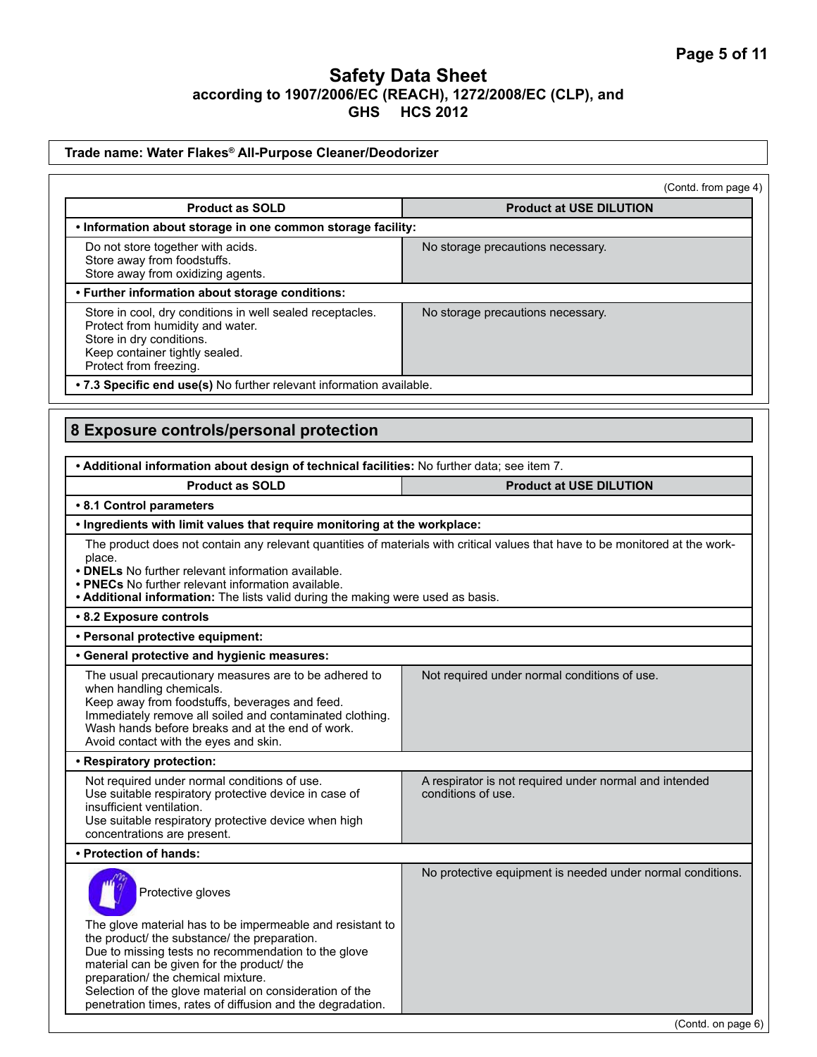**Trade name: Water Flakes® All-Purpose Cleaner/Deodorizer**

(Contd. from page 4)

| Product as SOLD | Product at USE DILUTION |
|---|---|
| **• Information about storage in one common storage facility:** | |
| Do not store together with acids.<br>Store away from foodstuffs.<br>Store away from oxidizing agents. | No storage precautions necessary. |
| **• Further information about storage conditions:** | |
| Store in cool, dry conditions in well sealed receptacles.<br>Protect from humidity and water.<br>Store in dry conditions.<br>Keep container tightly sealed.<br>Protect from freezing. | No storage precautions necessary. |
| **• 7.3 Specific end use(s)** No further relevant information available. | |

## 8 Exposure controls/personal protection

**• Additional information about design of technical facilities:** No further data; see item 7.

| Product as SOLD | Product at USE DILUTION |
|---|---|
| **• 8.1 Control parameters** | |
| **• Ingredients with limit values that require monitoring at the workplace:** | |
| The product does not contain any relevant quantities of materials with critical values that have to be monitored at the workplace.<br>**• DNELs** No further relevant information available.<br>**• PNECs** No further relevant information available.<br>**• Additional information:** The lists valid during the making were used as basis. | |
| **• 8.2 Exposure controls** | |
| **• Personal protective equipment:** | |
| **• General protective and hygienic measures:** | |
| The usual precautionary measures are to be adhered to when handling chemicals.<br>Keep away from foodstuffs, beverages and feed.<br>Immediately remove all soiled and contaminated clothing.<br>Wash hands before breaks and at the end of work.<br>Avoid contact with the eyes and skin. | Not required under normal conditions of use. |
| **• Respiratory protection:** | |
| Not required under normal conditions of use.<br>Use suitable respiratory protective device in case of insufficient ventilation.<br>Use suitable respiratory protective device when high concentrations are present. | A respirator is not required under normal and intended conditions of use. |
| **• Protection of hands:** | |
| Protective gloves<br>The glove material has to be impermeable and resistant to the product/ the substance/ the preparation.<br>Due to missing tests no recommendation to the glove material can be given for the product/ the preparation/ the chemical mixture.<br>Selection of the glove material on consideration of the penetration times, rates of diffusion and the degradation. | No protective equipment is needed under normal conditions. |

(Contd. on page 6)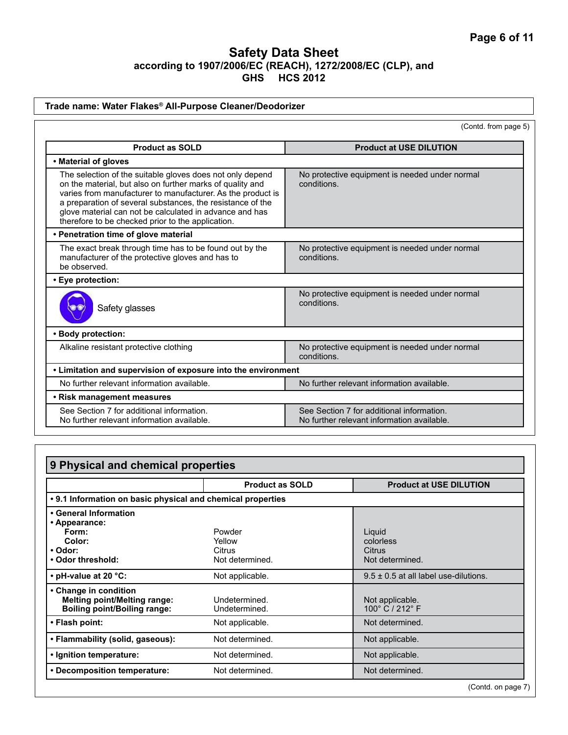# Safety Data Sheet
## according to 1907/2006/EC (REACH), 1272/2008/EC (CLP), and GHS HCS 2012

**Trade name: Water Flakes® All-Purpose Cleaner/Deodorizer**

(Contd. from page 5)

| Product as SOLD | Product at USE DILUTION |
|---|---|
| **• Material of gloves** | |
| The selection of the suitable gloves does not only depend on the material, but also on further marks of quality and varies from manufacturer to manufacturer. As the product is a preparation of several substances, the resistance of the glove material can not be calculated in advance and has therefore to be checked prior to the application. | No protective equipment is needed under normal conditions. |
| **• Penetration time of glove material** | |
| The exact break through time has to be found out by the manufacturer of the protective gloves and has to be observed. | No protective equipment is needed under normal conditions. |
| **• Eye protection:** | |
| Safety glasses | No protective equipment is needed under normal conditions. |
| **• Body protection:** | |
| Alkaline resistant protective clothing | No protective equipment is needed under normal conditions. |
| **• Limitation and supervision of exposure into the environment** | |
| No further relevant information available. | No further relevant information available. |
| **• Risk management measures** | |
| See Section 7 for additional information. No further relevant information available. | See Section 7 for additional information. No further relevant information available. |

## 9 Physical and chemical properties

| | Product as SOLD | Product at USE DILUTION |
|---|---|---|
| **• 9.1 Information on basic physical and chemical properties** | | |
| **• General Information** | | |
| **• Appearance:** | | |
| **Form:** | Powder | Liquid |
| **Color:** | Yellow | colorless |
| **• Odor:** | Citrus | Citrus |
| **• Odor threshold:** | Not determined. | Not determined. |
| **• pH-value at 20 °C:** | Not applicable. | 9.5 ± 0.5 at all label use-dilutions. |
| **• Change in condition** | | |
| **Melting point/Melting range:** | Undetermined. | Not applicable. |
| **Boiling point/Boiling range:** | Undetermined. | 100° C / 212° F |
| **• Flash point:** | Not applicable. | Not determined. |
| **• Flammability (solid, gaseous):** | Not determined. | Not applicable. |
| **• Ignition temperature:** | Not determined. | Not applicable. |
| **• Decomposition temperature:** | Not determined. | Not determined. |

(Contd. on page 7)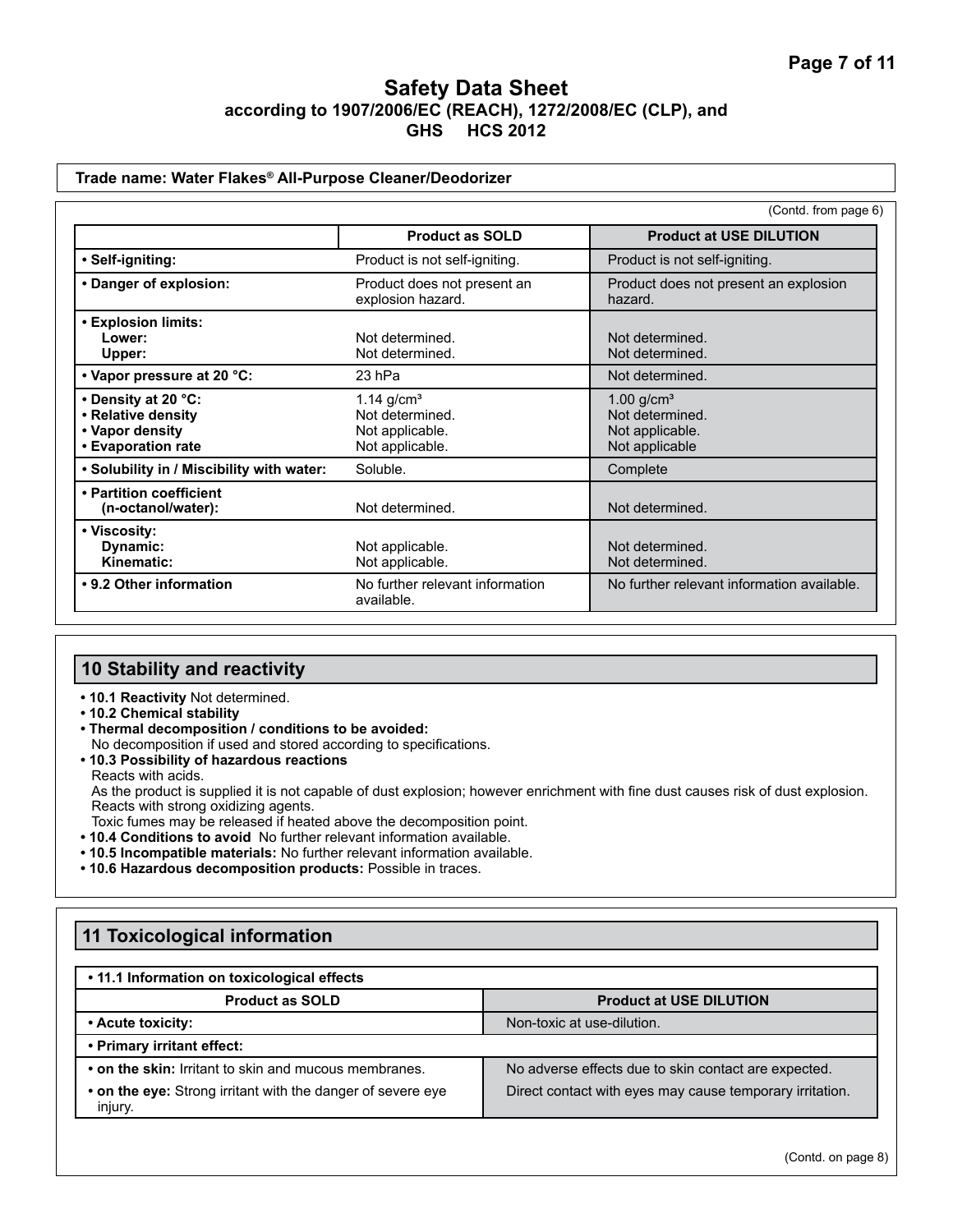# Safety Data Sheet
## according to 1907/2006/EC (REACH), 1272/2008/EC (CLP), and GHS HCS 2012

**Trade name: Water Flakes® All-Purpose Cleaner/Deodorizer**

(Contd. from page 6)

| | Product as SOLD | Product at USE DILUTION |
|---|---|---|
| • **Self-igniting:** | Product is not self-igniting. | Product is not self-igniting. |
| • **Danger of explosion:** | Product does not present an explosion hazard. | Product does not present an explosion hazard. |
| • **Explosion limits:** Lower: | Not determined. | Not determined. |
| Upper: | Not determined. | Not determined. |
| • **Vapor pressure at 20 °C:** | 23 hPa | Not determined. |
| • **Density at 20 °C:** | 1.14 g/cm³ | 1.00 g/cm³ |
| • **Relative density** | Not determined. | Not determined. |
| • **Vapor density** | Not applicable. | Not applicable. |
| • **Evaporation rate** | Not applicable. | Not applicable |
| • **Solubility in / Miscibility with water:** | Soluble. | Complete |
| • **Partition coefficient (n-octanol/water):** | Not determined. | Not determined. |
| • **Viscosity:** Dynamic: | Not applicable. | Not determined. |
| Kinematic: | Not applicable. | Not determined. |
| • **9.2 Other information** | No further relevant information available. | No further relevant information available. |

## 10 Stability and reactivity

- **10.1 Reactivity** Not determined.
- **10.2 Chemical stability**
- **Thermal decomposition / conditions to be avoided:**
  No decomposition if used and stored according to specifications.
- **10.3 Possibility of hazardous reactions**
  Reacts with acids.
  As the product is supplied it is not capable of dust explosion; however enrichment with fine dust causes risk of dust explosion.
  Reacts with strong oxidizing agents.
  Toxic fumes may be released if heated above the decomposition point.
- **10.4 Conditions to avoid** No further relevant information available.
- **10.5 Incompatible materials:** No further relevant information available.
- **10.6 Hazardous decomposition products:** Possible in traces.

## 11 Toxicological information

| • 11.1 Information on toxicological effects | |
|---|---|
| **Product as SOLD** | **Product at USE DILUTION** |
| • **Acute toxicity:** | Non-toxic at use-dilution. |
| • **Primary irritant effect:** | |
| • **on the skin:** Irritant to skin and mucous membranes. | No adverse effects due to skin contact are expected. |
| • **on the eye:** Strong irritant with the danger of severe eye injury. | Direct contact with eyes may cause temporary irritation. |

(Contd. on page 8)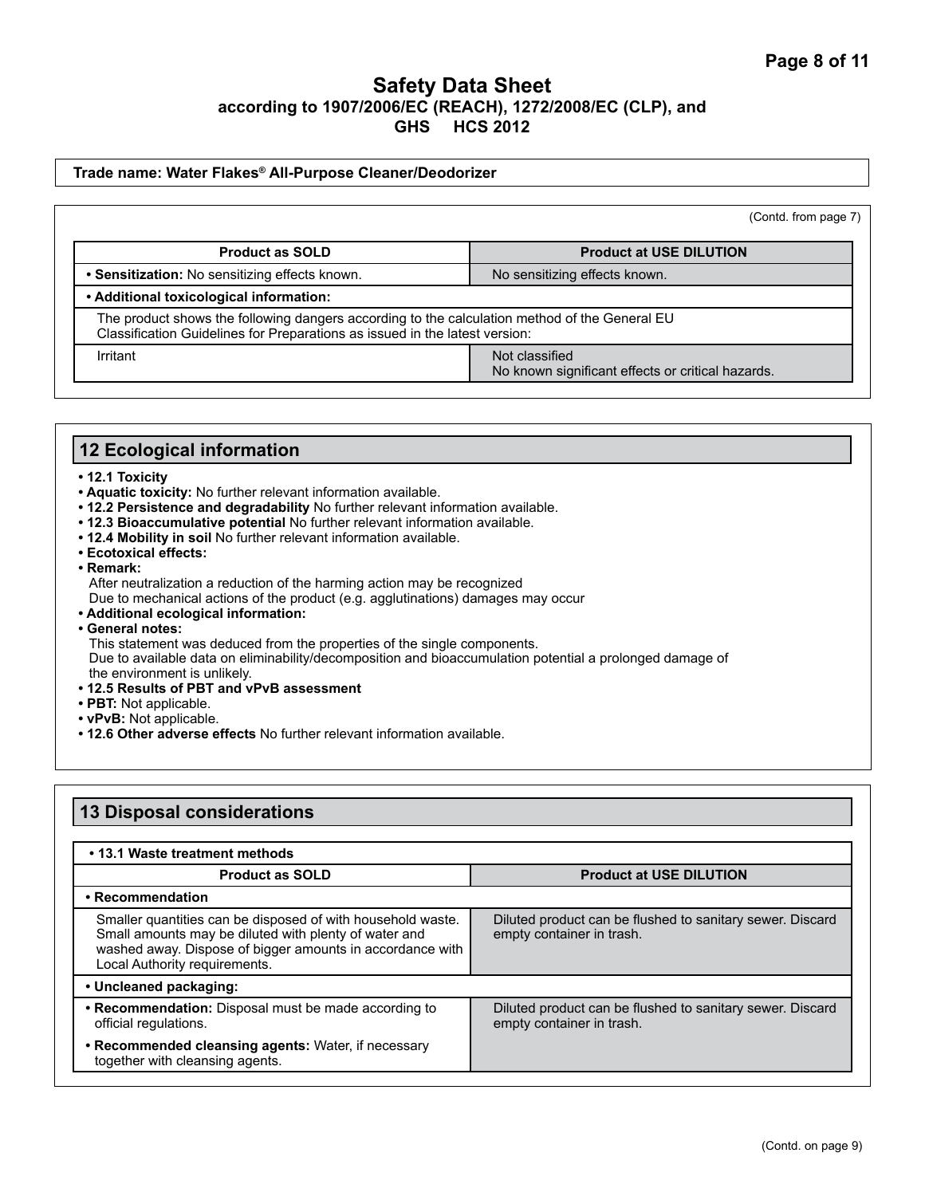**Trade name: Water Flakes® All-Purpose Cleaner/Deodorizer**

(Contd. from page 7)

| Product as SOLD | Product at USE DILUTION |
|---|---|
| • **Sensitization:** No sensitizing effects known. | No sensitizing effects known. |
| • **Additional toxicological information:** | |
| The product shows the following dangers according to the calculation method of the General EU Classification Guidelines for Preparations as issued in the latest version: | |
| Irritant | Not classified<br>No known significant effects or critical hazards. |

## 12 Ecological information

- **12.1 Toxicity**
- **Aquatic toxicity:** No further relevant information available.
- **12.2 Persistence and degradability** No further relevant information available.
- **12.3 Bioaccumulative potential** No further relevant information available.
- **12.4 Mobility in soil** No further relevant information available.
- **Ecotoxical effects:**
- **Remark:**
  After neutralization a reduction of the harming action may be recognized
  Due to mechanical actions of the product (e.g. agglutinations) damages may occur
- **Additional ecological information:**
- **General notes:**
  This statement was deduced from the properties of the single components.
  Due to available data on eliminability/decomposition and bioaccumulation potential a prolonged damage of the environment is unlikely.
- **12.5 Results of PBT and vPvB assessment**
- **PBT:** Not applicable.
- **vPvB:** Not applicable.
- **12.6 Other adverse effects** No further relevant information available.

## 13 Disposal considerations

| • 13.1 Waste treatment methods | |
|---|---|
| **Product as SOLD** | **Product at USE DILUTION** |
| • **Recommendation** | |
| Smaller quantities can be disposed of with household waste. Small amounts may be diluted with plenty of water and washed away. Dispose of bigger amounts in accordance with Local Authority requirements. | Diluted product can be flushed to sanitary sewer. Discard empty container in trash. |
| • **Uncleaned packaging:** | |
| • **Recommendation:** Disposal must be made according to official regulations.<br>• **Recommended cleansing agents:** Water, if necessary together with cleansing agents. | Diluted product can be flushed to sanitary sewer. Discard empty container in trash. |

(Contd. on page 9)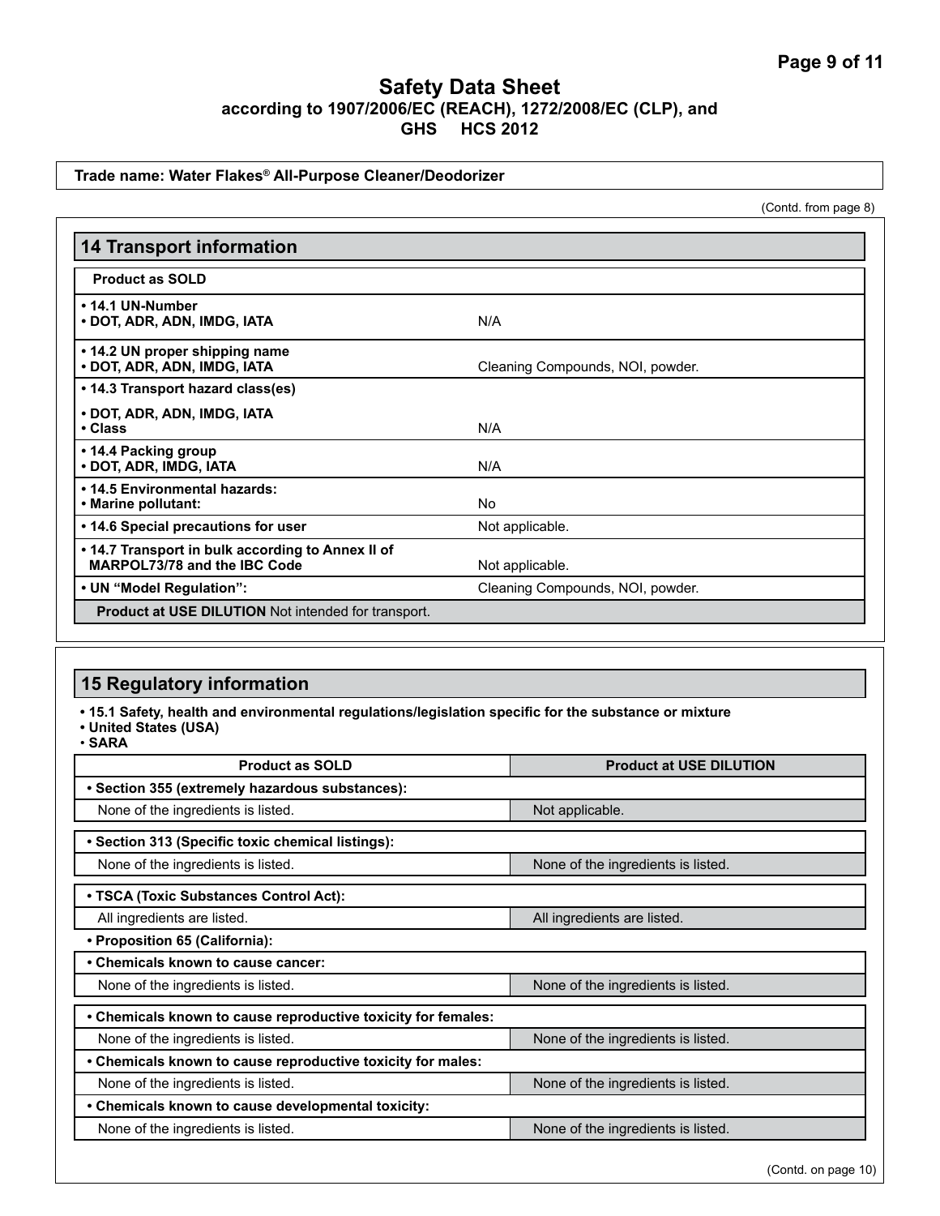# Safety Data Sheet
**according to 1907/2006/EC (REACH), 1272/2008/EC (CLP), and GHS HCS 2012**

**Trade name: Water Flakes® All-Purpose Cleaner/Deodorizer**

(Contd. from page 8)

## 14 Transport information

| **Product as SOLD** | |
|---|---|
| **• 14.1 UN-Number**<br>**• DOT, ADR, ADN, IMDG, IATA** | N/A |
| **• 14.2 UN proper shipping name**<br>**• DOT, ADR, ADN, IMDG, IATA** | Cleaning Compounds, NOI, powder. |
| **• 14.3 Transport hazard class(es)**<br>**• DOT, ADR, ADN, IMDG, IATA**<br>**• Class** | N/A |
| **• 14.4 Packing group**<br>**• DOT, ADR, IMDG, IATA** | N/A |
| **• 14.5 Environmental hazards:**<br>**• Marine pollutant:** | No |
| **• 14.6 Special precautions for user** | Not applicable. |
| **• 14.7 Transport in bulk according to Annex II of MARPOL73/78 and the IBC Code** | Not applicable. |
| **• UN "Model Regulation":** | Cleaning Compounds, NOI, powder. |
| **Product at USE DILUTION** Not intended for transport. | |

## 15 Regulatory information

**• 15.1 Safety, health and environmental regulations/legislation specific for the substance or mixture**
**• United States (USA)**
**• SARA**

| Product as SOLD | Product at USE DILUTION |
|---|---|
| **• Section 355 (extremely hazardous substances):** | |
| None of the ingredients is listed. | Not applicable. |
| **• Section 313 (Specific toxic chemical listings):** | |
| None of the ingredients is listed. | None of the ingredients is listed. |
| **• TSCA (Toxic Substances Control Act):** | |
| All ingredients are listed. | All ingredients are listed. |
| **• Proposition 65 (California):** | |
| **• Chemicals known to cause cancer:** | |
| None of the ingredients is listed. | None of the ingredients is listed. |
| **• Chemicals known to cause reproductive toxicity for females:** | |
| None of the ingredients is listed. | None of the ingredients is listed. |
| **• Chemicals known to cause reproductive toxicity for males:** | |
| None of the ingredients is listed. | None of the ingredients is listed. |
| **• Chemicals known to cause developmental toxicity:** | |
| None of the ingredients is listed. | None of the ingredients is listed. |

(Contd. on page 10)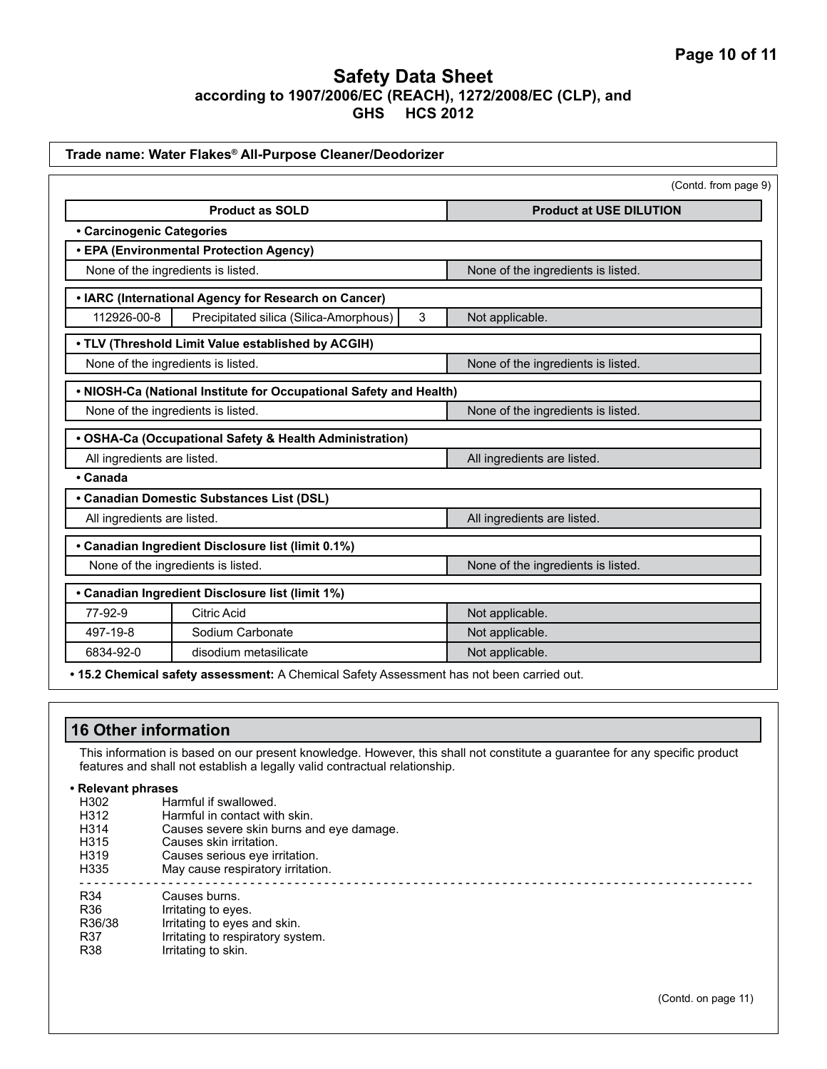# Safety Data Sheet
**according to 1907/2006/EC (REACH), 1272/2008/EC (CLP), and GHS HCS 2012**

**Trade name: Water Flakes® All-Purpose Cleaner/Deodorizer**

(Contd. from page 9)

| Product as SOLD | | | Product at USE DILUTION |
|---|---|---|---|
| **• Carcinogenic Categories** | | | |
| **• EPA (Environmental Protection Agency)** | | | |
| None of the ingredients is listed. | | | None of the ingredients is listed. |
| **• IARC (International Agency for Research on Cancer)** | | | |
| 112926-00-8 | Precipitated silica (Silica-Amorphous) | 3 | Not applicable. |
| **• TLV (Threshold Limit Value established by ACGIH)** | | | |
| None of the ingredients is listed. | | | None of the ingredients is listed. |
| **• NIOSH-Ca (National Institute for Occupational Safety and Health)** | | | |
| None of the ingredients is listed. | | | None of the ingredients is listed. |
| **• OSHA-Ca (Occupational Safety & Health Administration)** | | | |
| All ingredients are listed. | | | All ingredients are listed. |
| **• Canada** | | | |
| **• Canadian Domestic Substances List (DSL)** | | | |
| All ingredients are listed. | | | All ingredients are listed. |
| **• Canadian Ingredient Disclosure list (limit 0.1%)** | | | |
| None of the ingredients is listed. | | | None of the ingredients is listed. |
| **• Canadian Ingredient Disclosure list (limit 1%)** | | | |
| 77-92-9 | Citric Acid | | Not applicable. |
| 497-19-8 | Sodium Carbonate | | Not applicable. |
| 6834-92-0 | disodium metasilicate | | Not applicable. |

**• 15.2 Chemical safety assessment:** A Chemical Safety Assessment has not been carried out.

## 16 Other information

This information is based on our present knowledge. However, this shall not constitute a guarantee for any specific product features and shall not establish a legally valid contractual relationship.

**• Relevant phrases**

H302 Harmful if swallowed.
H312 Harmful in contact with skin.
H314 Causes severe skin burns and eye damage.
H315 Causes skin irritation.
H319 Causes serious eye irritation.
H335 May cause respiratory irritation.

---

R34 Causes burns.
R36 Irritating to eyes.
R36/38 Irritating to eyes and skin.
R37 Irritating to respiratory system.
R38 Irritating to skin.

(Contd. on page 11)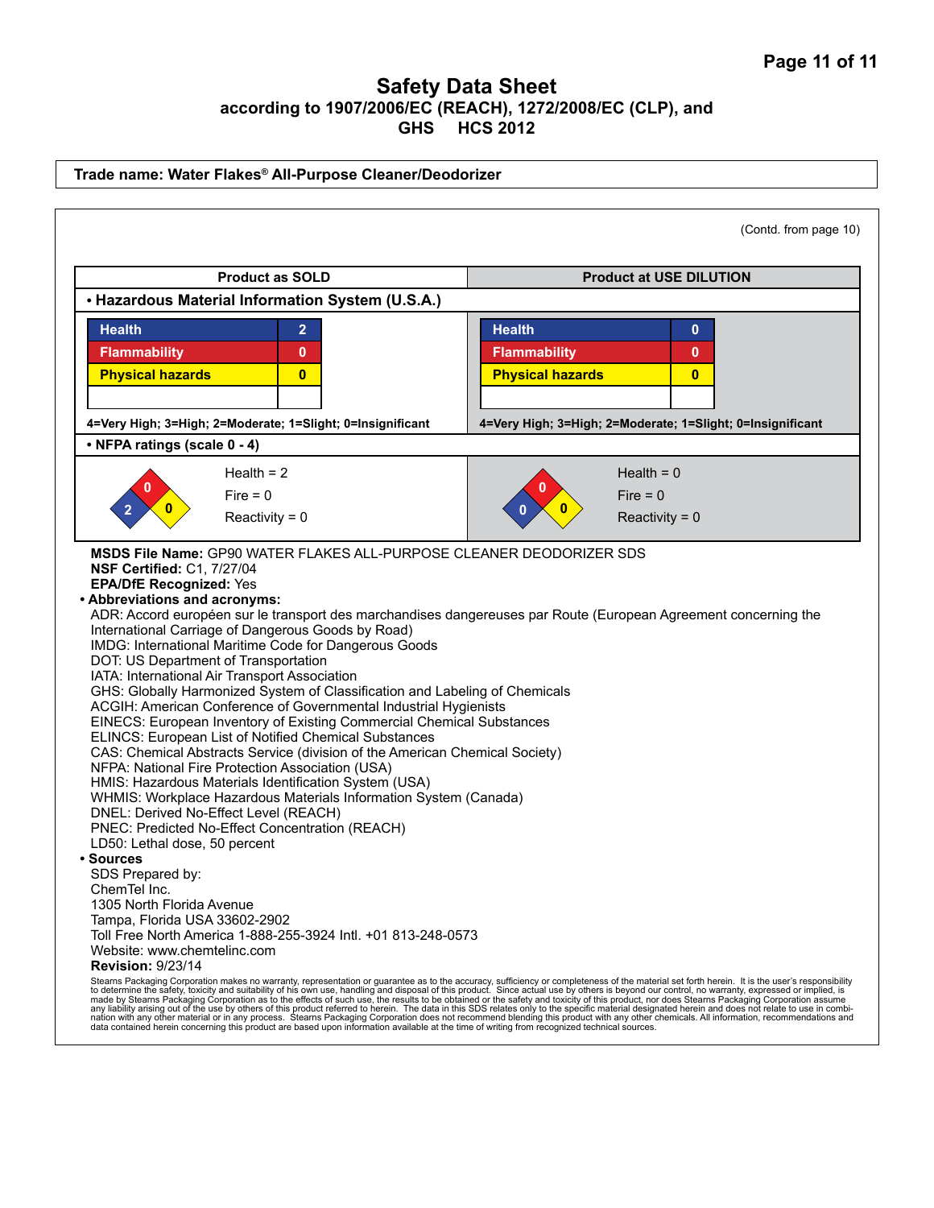# Safety Data Sheet
## according to 1907/2006/EC (REACH), 1272/2008/EC (CLP), and GHS HCS 2012

**Trade name: Water Flakes® All-Purpose Cleaner/Deodorizer**

(Contd. from page 10)

| Product as SOLD | | Product at USE DILUTION | |
|---|---|---|---|
| **• Hazardous Material Information System (U.S.A.)** | | | |
| Health | 2 | Health | 0 |
| Flammability | 0 | Flammability | 0 |
| Physical hazards | 0 | Physical hazards | 0 |
| | | | |
| 4=Very High; 3=High; 2=Moderate; 1=Slight; 0=Insignificant | | 4=Very High; 3=High; 2=Moderate; 1=Slight; 0=Insignificant | |
| **• NFPA ratings (scale 0 - 4)** | | | |
| Health = 2 | | Health = 0 | |
| Fire = 0 | | Fire = 0 | |
| Reactivity = 0 | | Reactivity = 0 | |

**MSDS File Name:** GP90 WATER FLAKES ALL-PURPOSE CLEANER DEODORIZER SDS
**NSF Certified:** C1, 7/27/04
**EPA/DfE Recognized:** Yes

**• Abbreviations and acronyms:**

ADR: Accord européen sur le transport des marchandises dangereuses par Route (European Agreement concerning the International Carriage of Dangerous Goods by Road)
IMDG: International Maritime Code for Dangerous Goods
DOT: US Department of Transportation
IATA: International Air Transport Association
GHS: Globally Harmonized System of Classification and Labeling of Chemicals
ACGIH: American Conference of Governmental Industrial Hygienists
EINECS: European Inventory of Existing Commercial Chemical Substances
ELINCS: European List of Notified Chemical Substances
CAS: Chemical Abstracts Service (division of the American Chemical Society)
NFPA: National Fire Protection Association (USA)
HMIS: Hazardous Materials Identification System (USA)
WHMIS: Workplace Hazardous Materials Information System (Canada)
DNEL: Derived No-Effect Level (REACH)
PNEC: Predicted No-Effect Concentration (REACH)
LD50: Lethal dose, 50 percent

**• Sources**

SDS Prepared by:
ChemTel Inc.
1305 North Florida Avenue
Tampa, Florida USA 33602-2902
Toll Free North America 1-888-255-3924 Intl. +01 813-248-0573
Website: www.chemtelinc.com

**Revision:** 9/23/14

Stearns Packaging Corporation makes no warranty, representation or guarantee as to the accuracy, sufficiency or completeness of the material set forth herein. It is the user's responsibility to determine the safety, toxicity and suitability of his own use, handling and disposal of this product. Since actual use by others is beyond our control, no warranty, expressed or implied, is made by Stearns Packaging Corporation as to the effects of such use, the results to be obtained or the safety and toxicity of this product, nor does Stearns Packaging Corporation assume any liability arising out of the use by others of this product referred to herein. The data in this SDS relates only to the specific material designated herein and does not relate to use in combination with any other material or in any process. Stearns Packaging Corporation does not recommend blending this product with any other chemicals. All information, recommendations and data contained herein concerning this product are based upon information available at the time of writing from recognized technical sources.